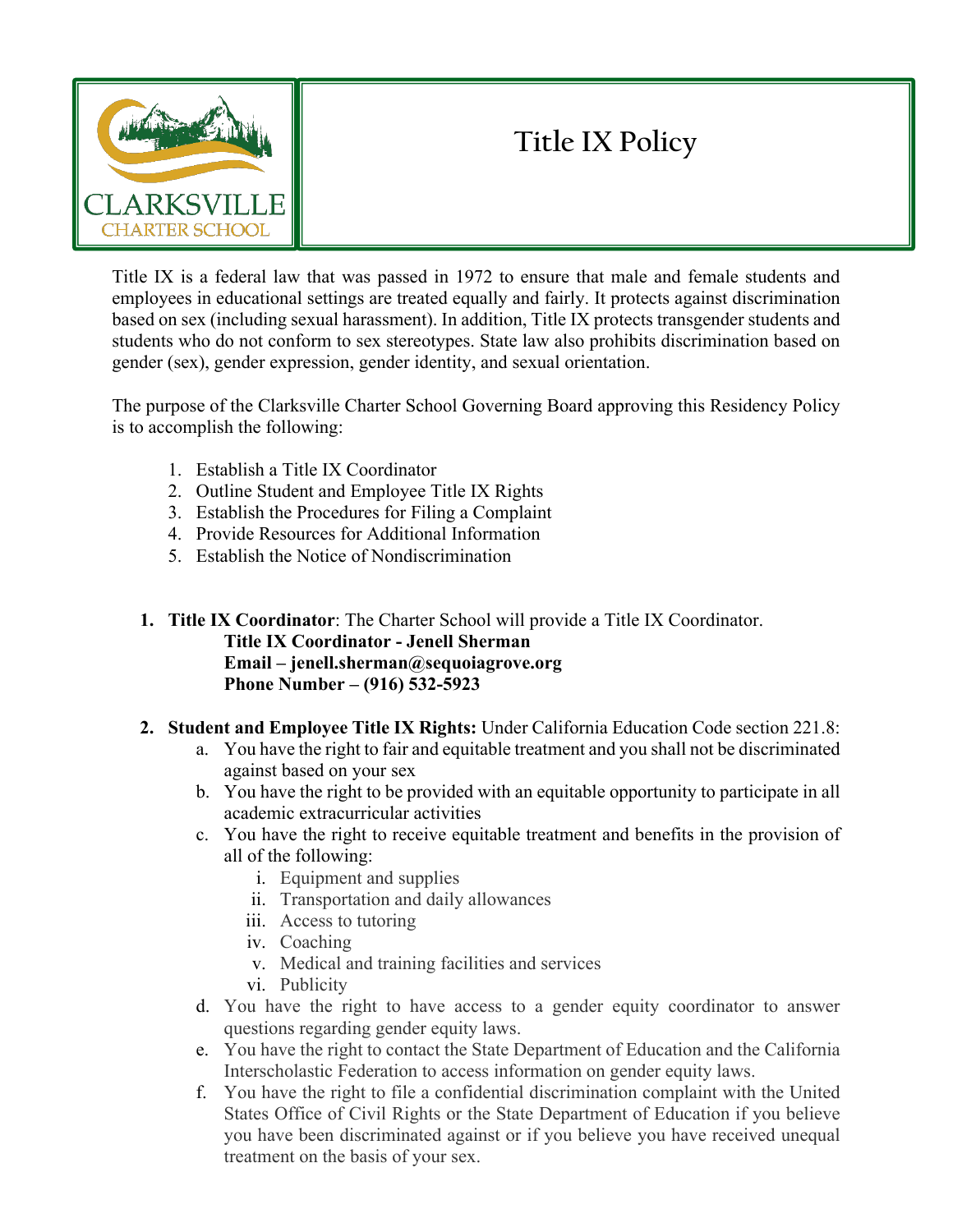# Title IX Policy

Title IX is a federal law that was passed in 1972 to ensure that male and female students and employees in educational settings are treated equally and fairly. It protects against discrimination based on sex (including sexual harassment). In addition, Title IX protects transgender students and students who do not conform to sex stereotypes. State law also prohibits discrimination based on gender (sex), gender expression, gender identity, and sexual orientation.

The purpose of the Clarksville Charter School Governing Board approving this Residency Policy is to accomplish the following:

1. Establish a Title IX Coordinator
2. Outline Student and Employee Title IX Rights
3. Establish the Procedures for Filing a Complaint
4. Provide Resources for Additional Information
5. Establish the Notice of Nondiscrimination

1. **Title IX Coordinator**: The Charter School will provide a Title IX Coordinator.
   **Title IX Coordinator - Jenell Sherman**
   **Email – jenell.sherman@sequoiagrove.org**
   **Phone Number – (916) 532-5923**

2. **Student and Employee Title IX Rights:** Under California Education Code section 221.8:
   a. You have the right to fair and equitable treatment and you shall not be discriminated against based on your sex
   b. You have the right to be provided with an equitable opportunity to participate in all academic extracurricular activities
   c. You have the right to receive equitable treatment and benefits in the provision of all of the following:
      i. Equipment and supplies
      ii. Transportation and daily allowances
      iii. Access to tutoring
      iv. Coaching
      v. Medical and training facilities and services
      vi. Publicity
   d. You have the right to have access to a gender equity coordinator to answer questions regarding gender equity laws.
   e. You have the right to contact the State Department of Education and the California Interscholastic Federation to access information on gender equity laws.
   f. You have the right to file a confidential discrimination complaint with the United States Office of Civil Rights or the State Department of Education if you believe you have been discriminated against or if you believe you have received unequal treatment on the basis of your sex.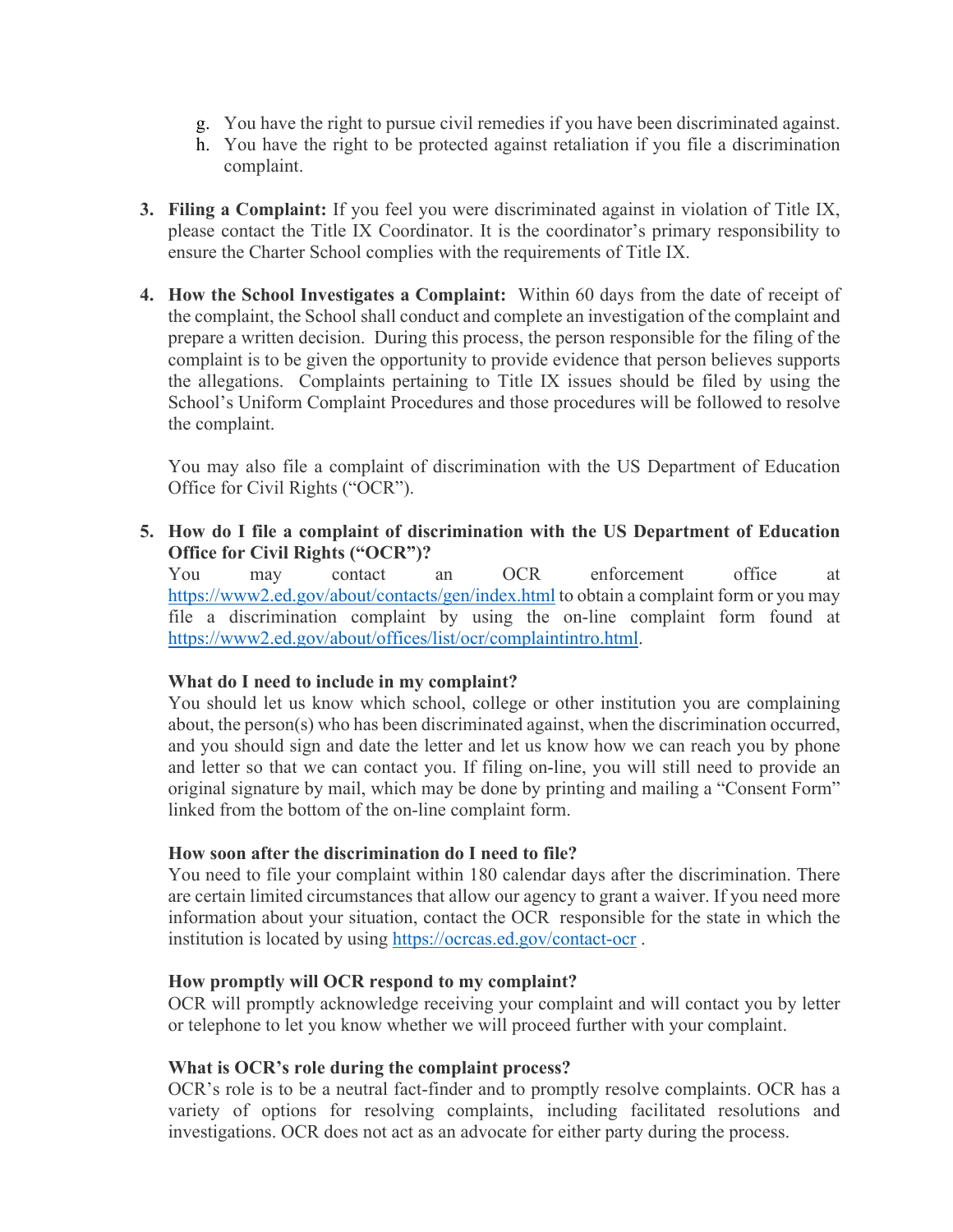g. You have the right to pursue civil remedies if you have been discriminated against.
h. You have the right to be protected against retaliation if you file a discrimination complaint.

3. **Filing a Complaint:** If you feel you were discriminated against in violation of Title IX, please contact the Title IX Coordinator. It is the coordinator's primary responsibility to ensure the Charter School complies with the requirements of Title IX.

4. **How the School Investigates a Complaint:** Within 60 days from the date of receipt of the complaint, the School shall conduct and complete an investigation of the complaint and prepare a written decision. During this process, the person responsible for the filing of the complaint is to be given the opportunity to provide evidence that person believes supports the allegations. Complaints pertaining to Title IX issues should be filed by using the School's Uniform Complaint Procedures and those procedures will be followed to resolve the complaint.

   You may also file a complaint of discrimination with the US Department of Education Office for Civil Rights ("OCR").

5. **How do I file a complaint of discrimination with the US Department of Education Office for Civil Rights ("OCR")?**
   You may contact an OCR enforcement office at https://www2.ed.gov/about/contacts/gen/index.html to obtain a complaint form or you may file a discrimination complaint by using the on-line complaint form found at https://www2.ed.gov/about/offices/list/ocr/complaintintro.html.

   **What do I need to include in my complaint?**
   You should let us know which school, college or other institution you are complaining about, the person(s) who has been discriminated against, when the discrimination occurred, and you should sign and date the letter and let us know how we can reach you by phone and letter so that we can contact you. If filing on-line, you will still need to provide an original signature by mail, which may be done by printing and mailing a "Consent Form" linked from the bottom of the on-line complaint form.

   **How soon after the discrimination do I need to file?**
   You need to file your complaint within 180 calendar days after the discrimination. There are certain limited circumstances that allow our agency to grant a waiver. If you need more information about your situation, contact the OCR responsible for the state in which the institution is located by using https://ocrcas.ed.gov/contact-ocr .

   **How promptly will OCR respond to my complaint?**
   OCR will promptly acknowledge receiving your complaint and will contact you by letter or telephone to let you know whether we will proceed further with your complaint.

   **What is OCR's role during the complaint process?**
   OCR's role is to be a neutral fact-finder and to promptly resolve complaints. OCR has a variety of options for resolving complaints, including facilitated resolutions and investigations. OCR does not act as an advocate for either party during the process.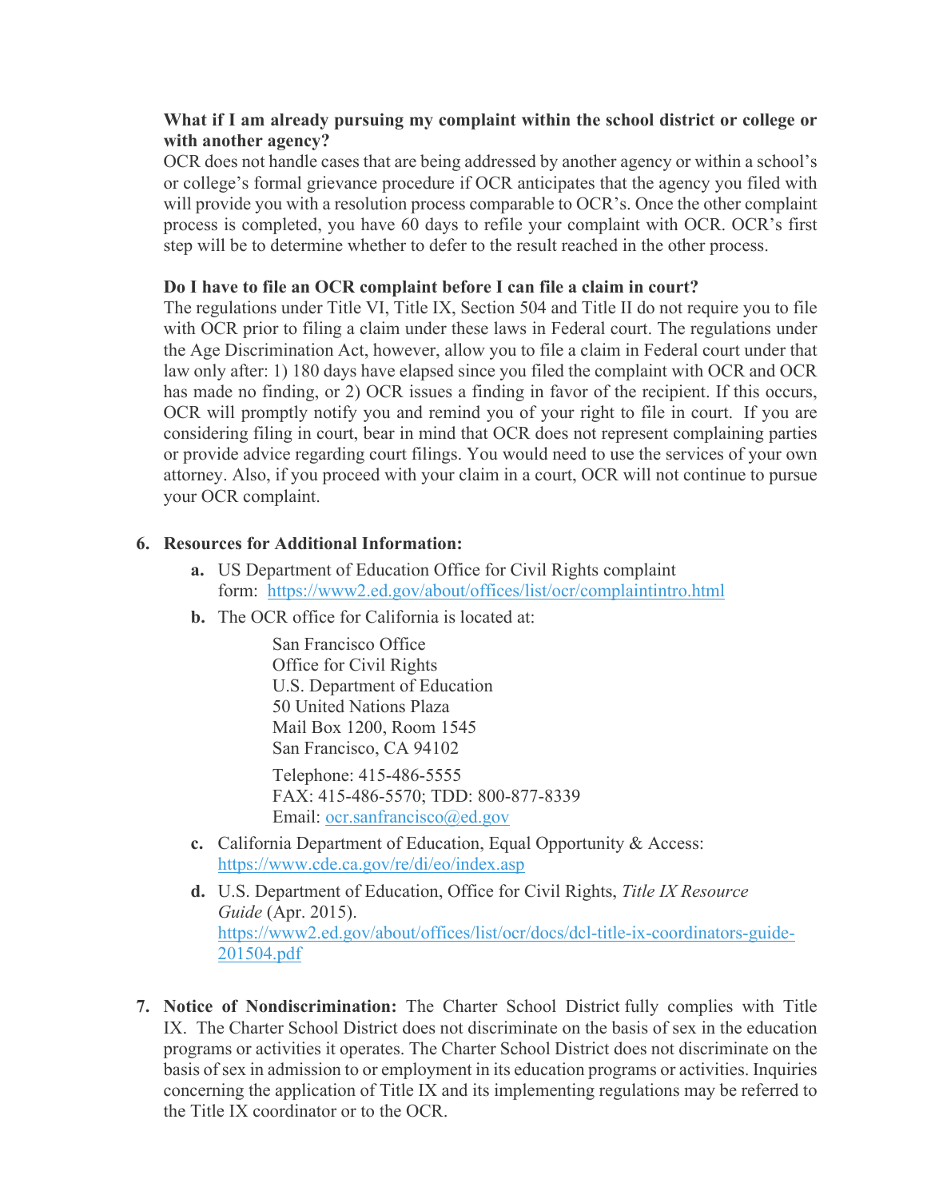**What if I am already pursuing my complaint within the school district or college or with another agency?**

OCR does not handle cases that are being addressed by another agency or within a school's or college's formal grievance procedure if OCR anticipates that the agency you filed with will provide you with a resolution process comparable to OCR's. Once the other complaint process is completed, you have 60 days to refile your complaint with OCR. OCR's first step will be to determine whether to defer to the result reached in the other process.

**Do I have to file an OCR complaint before I can file a claim in court?**

The regulations under Title VI, Title IX, Section 504 and Title II do not require you to file with OCR prior to filing a claim under these laws in Federal court. The regulations under the Age Discrimination Act, however, allow you to file a claim in Federal court under that law only after: 1) 180 days have elapsed since you filed the complaint with OCR and OCR has made no finding, or 2) OCR issues a finding in favor of the recipient. If this occurs, OCR will promptly notify you and remind you of your right to file in court. If you are considering filing in court, bear in mind that OCR does not represent complaining parties or provide advice regarding court filings. You would need to use the services of your own attorney. Also, if you proceed with your claim in a court, OCR will not continue to pursue your OCR complaint.

6. **Resources for Additional Information:**
   a. US Department of Education Office for Civil Rights complaint form: https://www2.ed.gov/about/offices/list/ocr/complaintintro.html
   b. The OCR office for California is located at:

      San Francisco Office
      Office for Civil Rights
      U.S. Department of Education
      50 United Nations Plaza
      Mail Box 1200, Room 1545
      San Francisco, CA 94102

      Telephone: 415-486-5555
      FAX: 415-486-5570; TDD: 800-877-8339
      Email: ocr.sanfrancisco@ed.gov
   c. California Department of Education, Equal Opportunity & Access: https://www.cde.ca.gov/re/di/eo/index.asp
   d. U.S. Department of Education, Office for Civil Rights, *Title IX Resource Guide* (Apr. 2015). https://www2.ed.gov/about/offices/list/ocr/docs/dcl-title-ix-coordinators-guide-201504.pdf

7. **Notice of Nondiscrimination:** The Charter School District fully complies with Title IX. The Charter School District does not discriminate on the basis of sex in the education programs or activities it operates. The Charter School District does not discriminate on the basis of sex in admission to or employment in its education programs or activities. Inquiries concerning the application of Title IX and its implementing regulations may be referred to the Title IX coordinator or to the OCR.